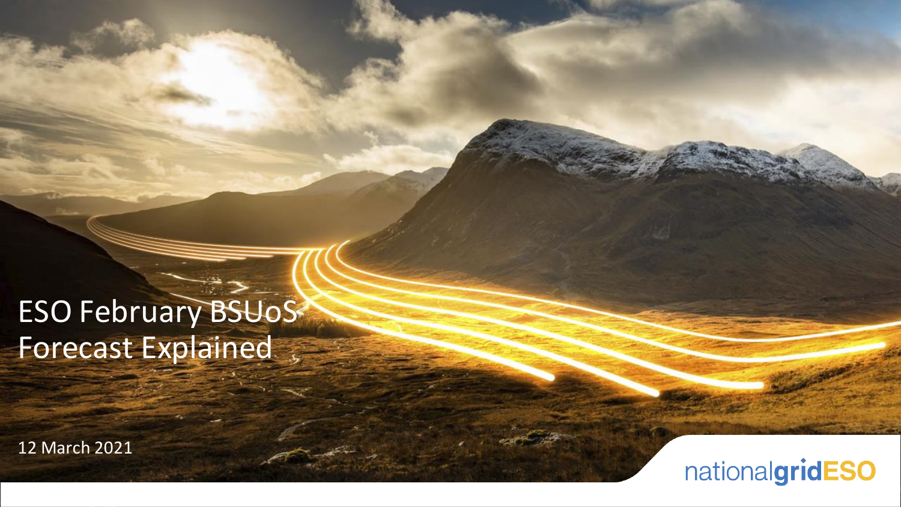# ESO February BSUoS Forecast Explained

12 March 2021

nationalgridESO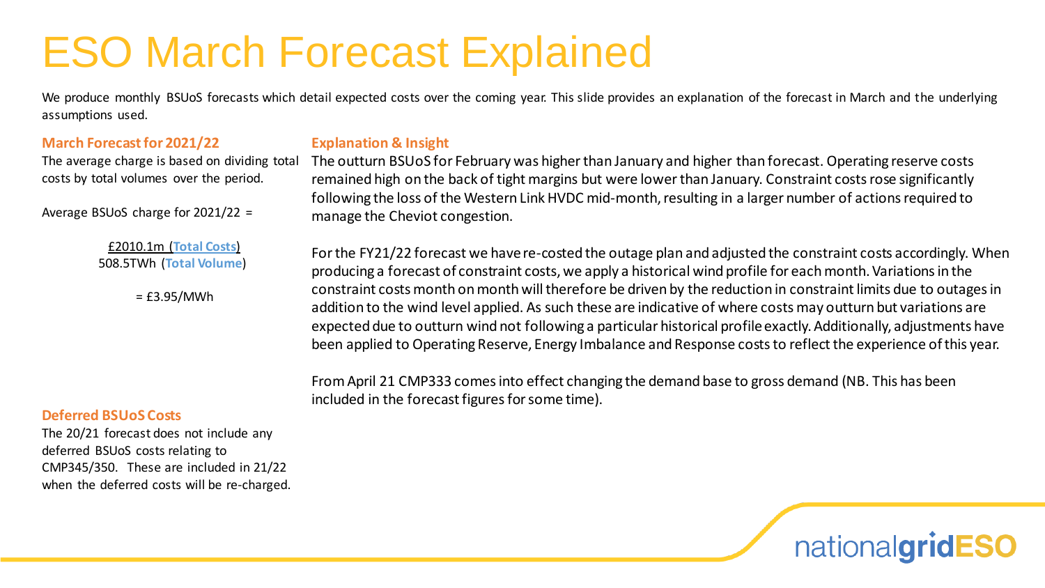# ESO March Forecast Explained

We produce monthly BSUoS forecasts which detail expected costs over the coming year. This slide provides an explanation of the forecast in March and the underlying assumptions used.

### March Forecast for 2021/22

The average charge is based on dividing total costs by total volumes over the period.

Average BSUoS charge for 2021/22 =

$$\frac{£2010.1\text{m (Total Costs)}}{508.5\text{TWh (Total Volume)}} = £3.95/\text{MWh}$$

### Deferred BSUoS Costs

The 20/21 forecast does not include any deferred BSUoS costs relating to CMP345/350. These are included in 21/22 when the deferred costs will be re-charged.

### Explanation & Insight

The outturn BSUoS for February was higher than January and higher than forecast. Operating reserve costs remained high on the back of tight margins but were lower than January. Constraint costs rose significantly following the loss of the Western Link HVDC mid-month, resulting in a larger number of actions required to manage the Cheviot congestion.

For the FY21/22 forecast we have re-costed the outage plan and adjusted the constraint costs accordingly. When producing a forecast of constraint costs, we apply a historical wind profile for each month. Variations in the constraint costs month on month will therefore be driven by the reduction in constraint limits due to outages in addition to the wind level applied. As such these are indicative of where costs may outturn but variations are expected due to outturn wind not following a particular historical profile exactly. Additionally, adjustments have been applied to Operating Reserve, Energy Imbalance and Response costs to reflect the experience of this year.

From April 21 CMP333 comes into effect changing the demand base to gross demand (NB. This has been included in the forecast figures for some time).